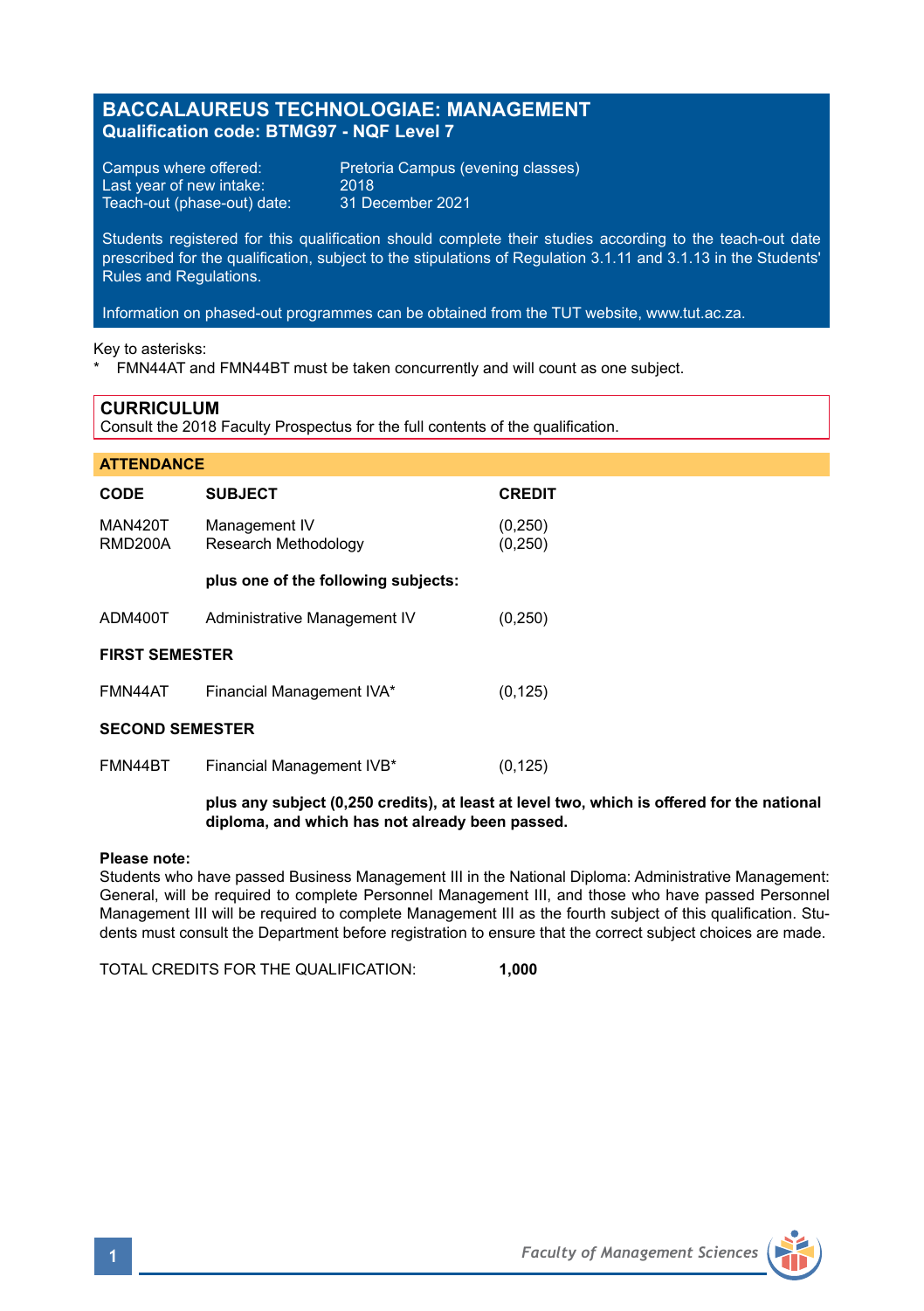# BACCALAUREUS TECHNOLOGIAE: MANAGEMENT
**Qualification code: BTMG97 - NQF Level 7**

Campus where offered: Pretoria Campus (evening classes)
Last year of new intake: 2018
Teach-out (phase-out) date: 31 December 2021

Students registered for this qualification should complete their studies according to the teach-out date prescribed for the qualification, subject to the stipulations of Regulation 3.1.11 and 3.1.13 in the Students' Rules and Regulations.

Information on phased-out programmes can be obtained from the TUT website, www.tut.ac.za.

Key to asterisks:
* FMN44AT and FMN44BT must be taken concurrently and will count as one subject.

## CURRICULUM
Consult the 2018 Faculty Prospectus for the full contents of the qualification.

## ATTENDANCE

| CODE | SUBJECT | CREDIT |
|---|---|---|
| MAN420T | Management IV | (0,250) |
| RMD200A | Research Methodology | (0,250) |
| | **plus one of the following subjects:** | |
| ADM400T | Administrative Management IV | (0,250) |
| **FIRST SEMESTER** | | |
| FMN44AT | Financial Management IVA* | (0,125) |
| **SECOND SEMESTER** | | |
| FMN44BT | Financial Management IVB* | (0,125) |

**plus any subject (0,250 credits), at least at level two, which is offered for the national diploma, and which has not already been passed.**

**Please note:**
Students who have passed Business Management III in the National Diploma: Administrative Management: General, will be required to complete Personnel Management III, and those who have passed Personnel Management III will be required to complete Management III as the fourth subject of this qualification. Students must consult the Department before registration to ensure that the correct subject choices are made.

TOTAL CREDITS FOR THE QUALIFICATION: **1,000**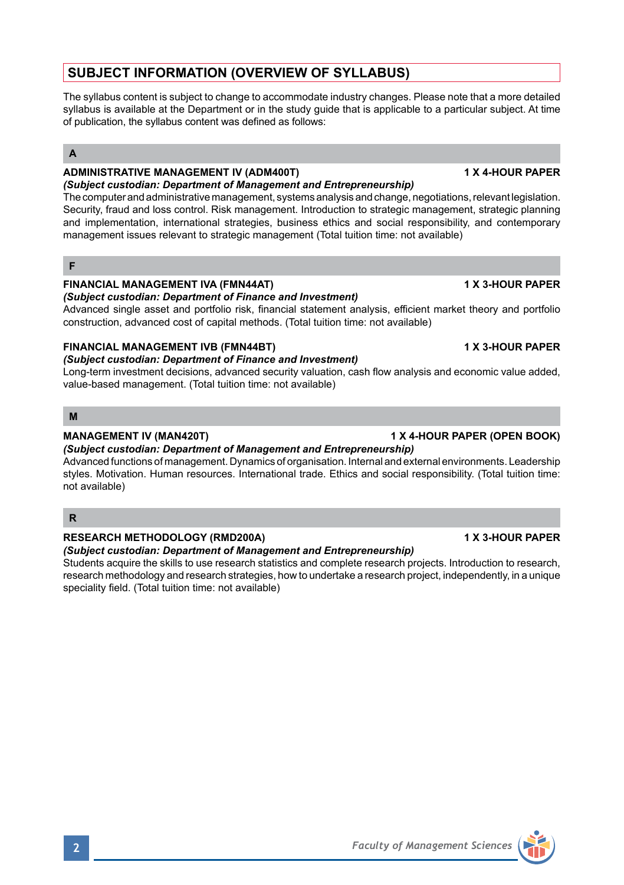## SUBJECT INFORMATION (OVERVIEW OF SYLLABUS)

The syllabus content is subject to change to accommodate industry changes. Please note that a more detailed syllabus is available at the Department or in the study guide that is applicable to a particular subject. At time of publication, the syllabus content was defined as follows:

### A

**ADMINISTRATIVE MANAGEMENT IV (ADM400T)** **1 X 4-HOUR PAPER**

***(Subject custodian: Department of Management and Entrepreneurship)***

The computer and administrative management, systems analysis and change, negotiations, relevant legislation. Security, fraud and loss control. Risk management. Introduction to strategic management, strategic planning and implementation, international strategies, business ethics and social responsibility, and contemporary management issues relevant to strategic management (Total tuition time: not available)

### F

**FINANCIAL MANAGEMENT IVA (FMN44AT)** **1 X 3-HOUR PAPER**

***(Subject custodian: Department of Finance and Investment)***

Advanced single asset and portfolio risk, financial statement analysis, efficient market theory and portfolio construction, advanced cost of capital methods. (Total tuition time: not available)

**FINANCIAL MANAGEMENT IVB (FMN44BT)** **1 X 3-HOUR PAPER**

***(Subject custodian: Department of Finance and Investment)***

Long-term investment decisions, advanced security valuation, cash flow analysis and economic value added, value-based management. (Total tuition time: not available)

### M

**MANAGEMENT IV (MAN420T)** **1 X 4-HOUR PAPER (OPEN BOOK)**

***(Subject custodian: Department of Management and Entrepreneurship)***

Advanced functions of management. Dynamics of organisation. Internal and external environments. Leadership styles. Motivation. Human resources. International trade. Ethics and social responsibility. (Total tuition time: not available)

### R

**RESEARCH METHODOLOGY (RMD200A)** **1 X 3-HOUR PAPER**

***(Subject custodian: Department of Management and Entrepreneurship)***

Students acquire the skills to use research statistics and complete research projects. Introduction to research, research methodology and research strategies, how to undertake a research project, independently, in a unique speciality field. (Total tuition time: not available)